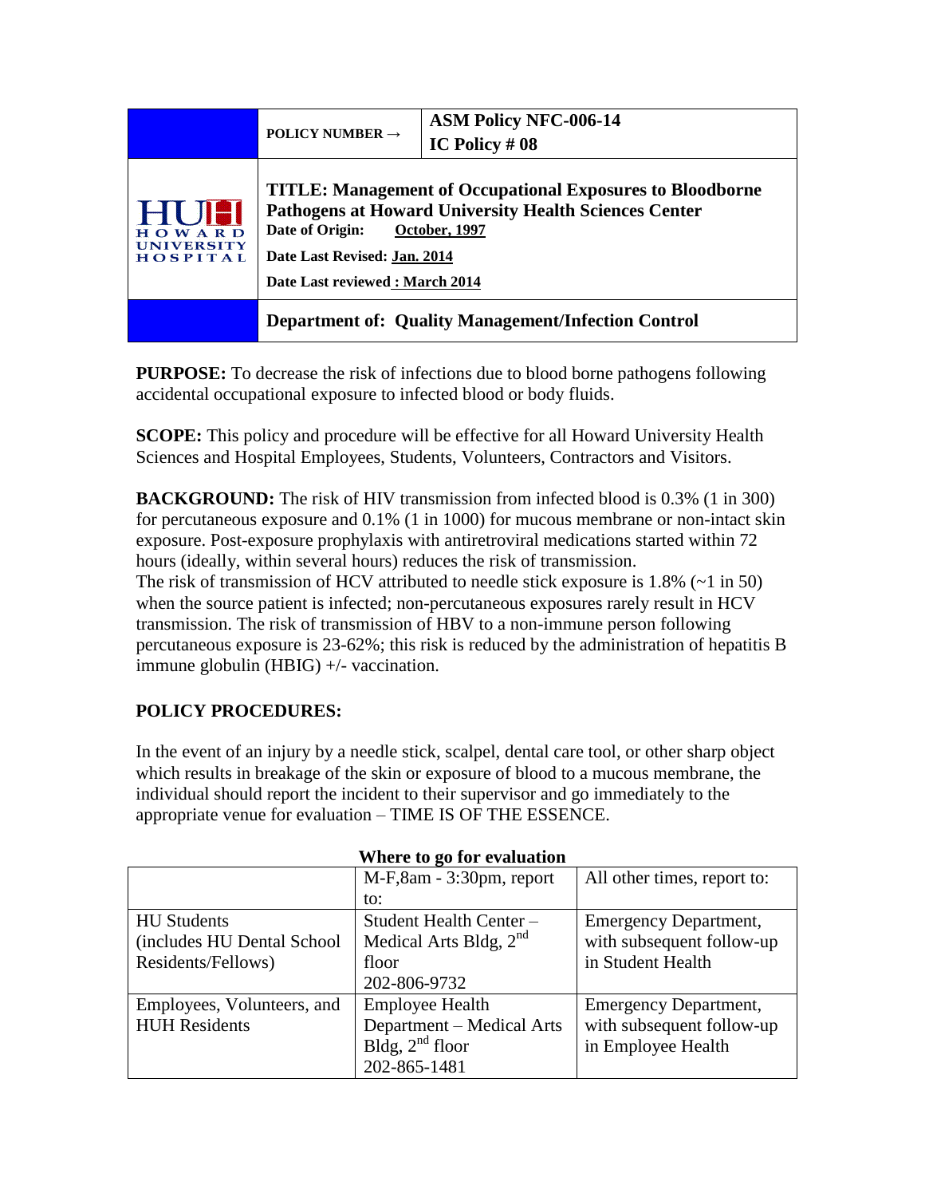| | POLICY NUMBER → | ASM Policy NFC-006-14<br>IC Policy # 08 |
|---|---|---|
| HUH HOWARD UNIVERSITY HOSPITAL | **TITLE: Management of Occupational Exposures to Bloodborne Pathogens at Howard University Health Sciences Center**<br>**Date of Origin:** **October, 1997**<br>**Date Last Revised: Jan. 2014**<br>**Date Last reviewed : March 2014** | |
| | **Department of: Quality Management/Infection Control** | |

**PURPOSE:** To decrease the risk of infections due to blood borne pathogens following accidental occupational exposure to infected blood or body fluids.

**SCOPE:** This policy and procedure will be effective for all Howard University Health Sciences and Hospital Employees, Students, Volunteers, Contractors and Visitors.

**BACKGROUND:** The risk of HIV transmission from infected blood is 0.3% (1 in 300) for percutaneous exposure and 0.1% (1 in 1000) for mucous membrane or non-intact skin exposure. Post-exposure prophylaxis with antiretroviral medications started within 72 hours (ideally, within several hours) reduces the risk of transmission.
The risk of transmission of HCV attributed to needle stick exposure is 1.8% (~1 in 50) when the source patient is infected; non-percutaneous exposures rarely result in HCV transmission. The risk of transmission of HBV to a non-immune person following percutaneous exposure is 23-62%; this risk is reduced by the administration of hepatitis B immune globulin (HBIG) +/- vaccination.

## POLICY PROCEDURES:

In the event of an injury by a needle stick, scalpel, dental care tool, or other sharp object which results in breakage of the skin or exposure of blood to a mucous membrane, the individual should report the incident to their supervisor and go immediately to the appropriate venue for evaluation – TIME IS OF THE ESSENCE.

**Where to go for evaluation**

| | M-F,8am - 3:30pm, report to: | All other times, report to: |
|---|---|---|
| HU Students (includes HU Dental School Residents/Fellows) | Student Health Center – Medical Arts Bldg, 2nd floor 202-806-9732 | Emergency Department, with subsequent follow-up in Student Health |
| Employees, Volunteers, and HUH Residents | Employee Health Department – Medical Arts Bldg, 2nd floor 202-865-1481 | Emergency Department, with subsequent follow-up in Employee Health |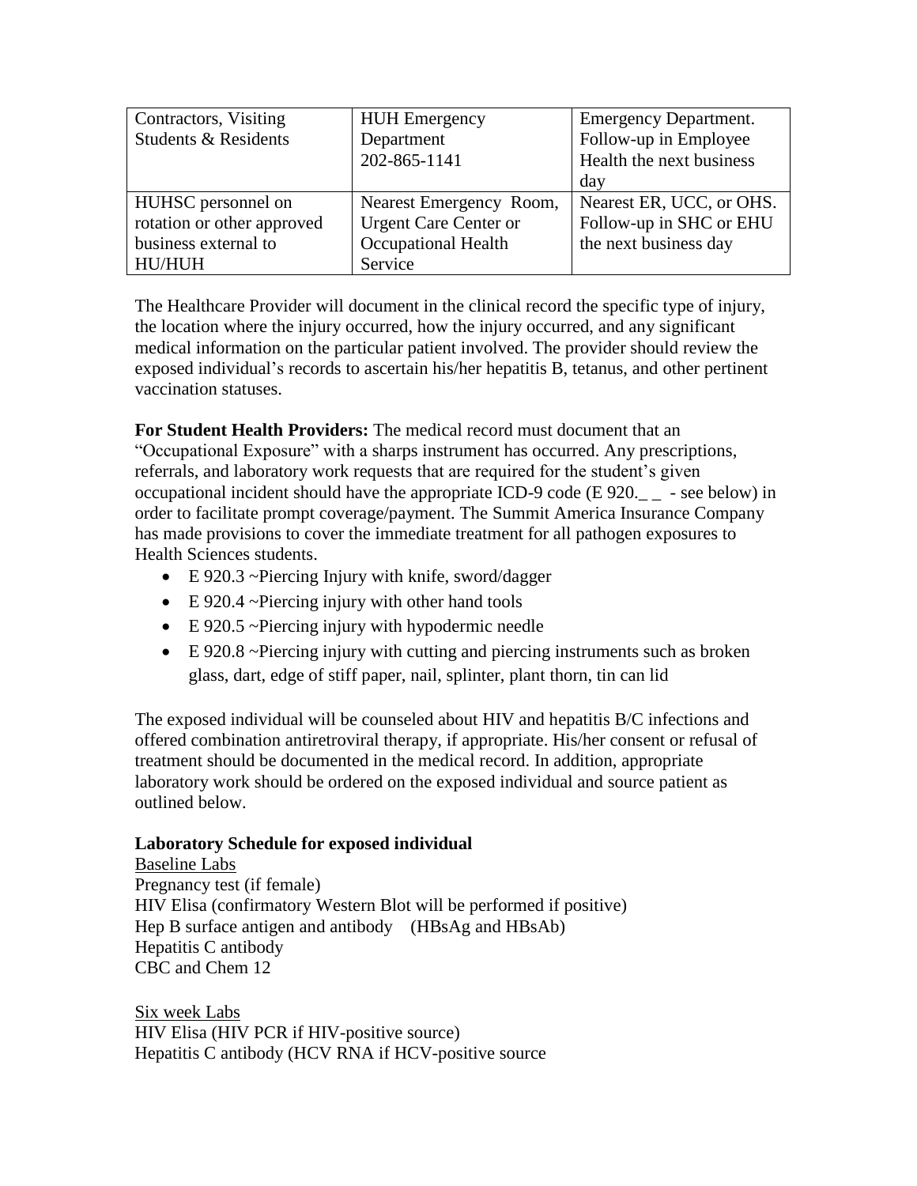| Contractors, Visiting Students & Residents | HUH Emergency Department 202-865-1141 | Emergency Department. Follow-up in Employee Health the next business day |
|---|---|---|
| HUHSC personnel on rotation or other approved business external to HU/HUH | Nearest Emergency Room, Urgent Care Center or Occupational Health Service | Nearest ER, UCC, or OHS. Follow-up in SHC or EHU the next business day |

The Healthcare Provider will document in the clinical record the specific type of injury, the location where the injury occurred, how the injury occurred, and any significant medical information on the particular patient involved. The provider should review the exposed individual's records to ascertain his/her hepatitis B, tetanus, and other pertinent vaccination statuses.

**For Student Health Providers:** The medical record must document that an "Occupational Exposure" with a sharps instrument has occurred. Any prescriptions, referrals, and laboratory work requests that are required for the student's given occupational incident should have the appropriate ICD-9 code (E 920._ _ - see below) in order to facilitate prompt coverage/payment. The Summit America Insurance Company has made provisions to cover the immediate treatment for all pathogen exposures to Health Sciences students.

- E 920.3 ~Piercing Injury with knife, sword/dagger
- E 920.4 ~Piercing injury with other hand tools
- E 920.5 ~Piercing injury with hypodermic needle
- E 920.8 ~Piercing injury with cutting and piercing instruments such as broken glass, dart, edge of stiff paper, nail, splinter, plant thorn, tin can lid

The exposed individual will be counseled about HIV and hepatitis B/C infections and offered combination antiretroviral therapy, if appropriate. His/her consent or refusal of treatment should be documented in the medical record. In addition, appropriate laboratory work should be ordered on the exposed individual and source patient as outlined below.

**Laboratory Schedule for exposed individual**

Baseline Labs
Pregnancy test (if female)
HIV Elisa (confirmatory Western Blot will be performed if positive)
Hep B surface antigen and antibody (HBsAg and HBsAb)
Hepatitis C antibody
CBC and Chem 12

Six week Labs
HIV Elisa (HIV PCR if HIV-positive source)
Hepatitis C antibody (HCV RNA if HCV-positive source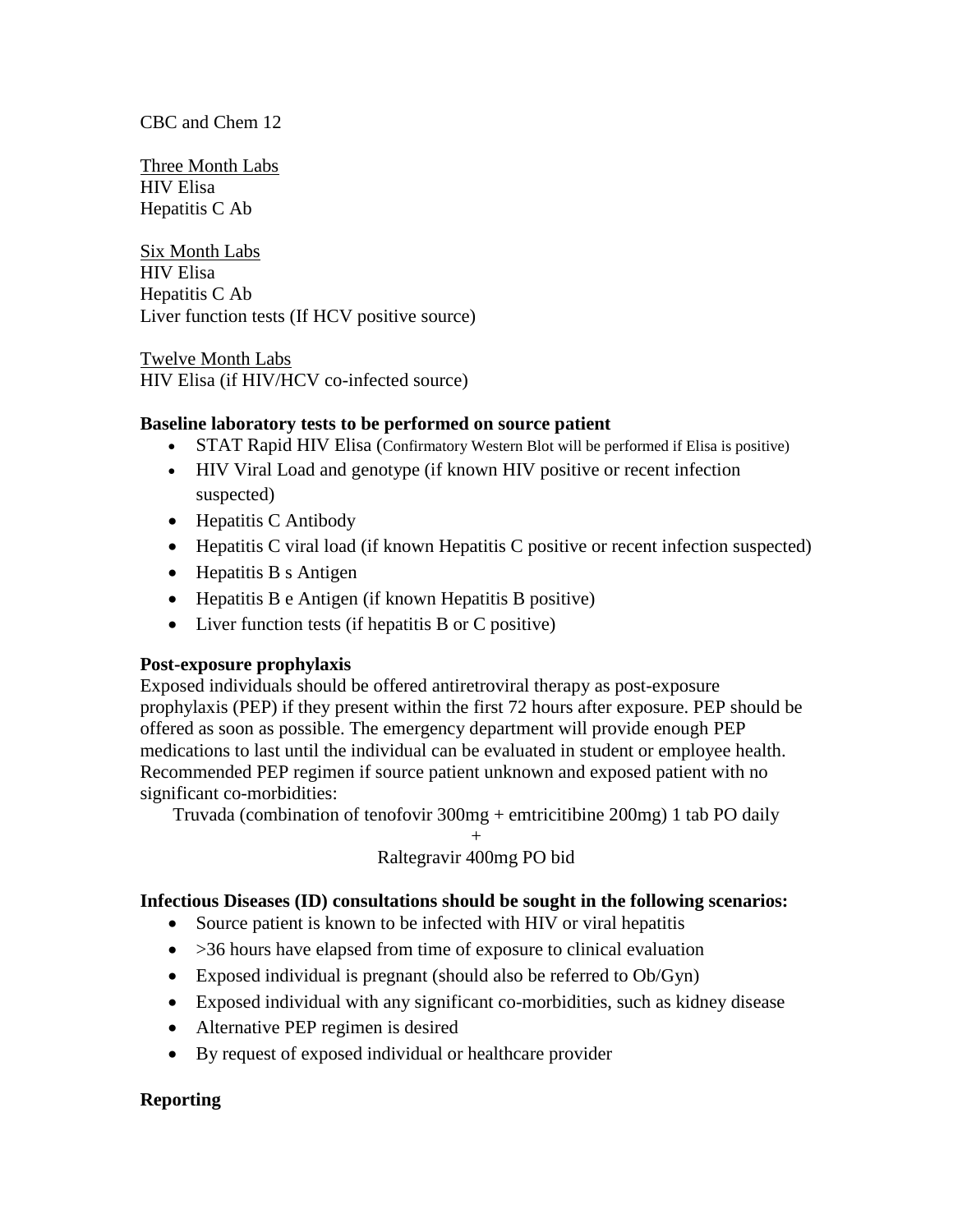CBC and Chem 12

Three Month Labs
HIV Elisa
Hepatitis C Ab

Six Month Labs
HIV Elisa
Hepatitis C Ab
Liver function tests (If HCV positive source)

Twelve Month Labs
HIV Elisa (if HIV/HCV co-infected source)

**Baseline laboratory tests to be performed on source patient**

- STAT Rapid HIV Elisa (Confirmatory Western Blot will be performed if Elisa is positive)
- HIV Viral Load and genotype (if known HIV positive or recent infection suspected)
- Hepatitis C Antibody
- Hepatitis C viral load (if known Hepatitis C positive or recent infection suspected)
- Hepatitis B s Antigen
- Hepatitis B e Antigen (if known Hepatitis B positive)
- Liver function tests (if hepatitis B or C positive)

**Post-exposure prophylaxis**

Exposed individuals should be offered antiretroviral therapy as post-exposure prophylaxis (PEP) if they present within the first 72 hours after exposure. PEP should be offered as soon as possible. The emergency department will provide enough PEP medications to last until the individual can be evaluated in student or employee health. Recommended PEP regimen if source patient unknown and exposed patient with no significant co-morbidities:

Truvada (combination of tenofovir 300mg + emtricitibine 200mg) 1 tab PO daily

+

Raltegravir 400mg PO bid

**Infectious Diseases (ID) consultations should be sought in the following scenarios:**

- Source patient is known to be infected with HIV or viral hepatitis
- >36 hours have elapsed from time of exposure to clinical evaluation
- Exposed individual is pregnant (should also be referred to Ob/Gyn)
- Exposed individual with any significant co-morbidities, such as kidney disease
- Alternative PEP regimen is desired
- By request of exposed individual or healthcare provider

**Reporting**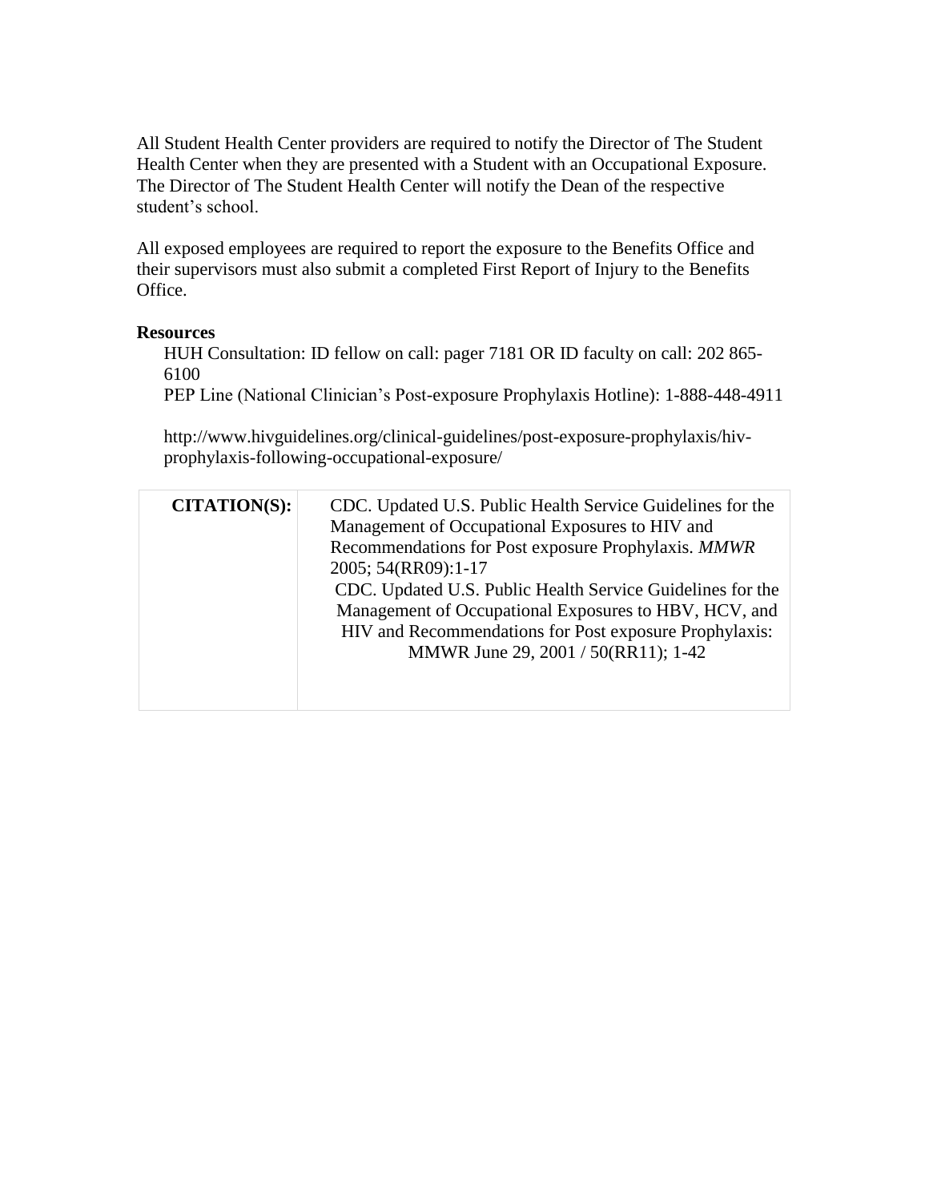All Student Health Center providers are required to notify the Director of The Student Health Center when they are presented with a Student with an Occupational Exposure. The Director of The Student Health Center will notify the Dean of the respective student's school.

All exposed employees are required to report the exposure to the Benefits Office and their supervisors must also submit a completed First Report of Injury to the Benefits Office.

**Resources**

HUH Consultation: ID fellow on call: pager 7181 OR ID faculty on call: 202 865-6100

PEP Line (National Clinician's Post-exposure Prophylaxis Hotline): 1-888-448-4911

http://www.hivguidelines.org/clinical-guidelines/post-exposure-prophylaxis/hiv-prophylaxis-following-occupational-exposure/

| | |
|---|---|
| **CITATION(S):** | CDC. Updated U.S. Public Health Service Guidelines for the Management of Occupational Exposures to HIV and Recommendations for Post exposure Prophylaxis. *MMWR* 2005; 54(RR09):1-17<br>CDC. Updated U.S. Public Health Service Guidelines for the Management of Occupational Exposures to HBV, HCV, and HIV and Recommendations for Post exposure Prophylaxis: MMWR June 29, 2001 / 50(RR11); 1-42 |